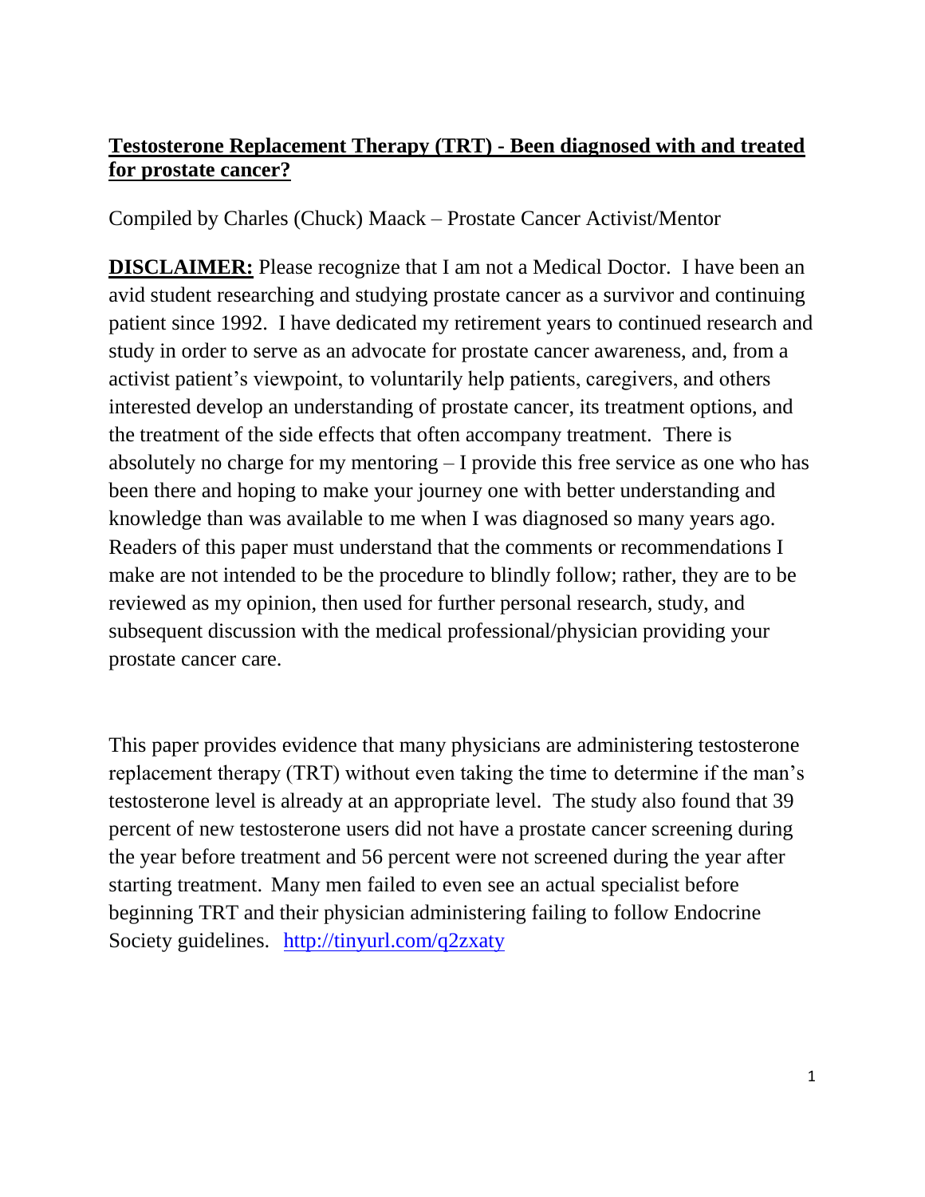# Testosterone Replacement Therapy (TRT) - Been diagnosed with and treated for prostate cancer?

Compiled by Charles (Chuck) Maack – Prostate Cancer Activist/Mentor

**DISCLAIMER:** Please recognize that I am not a Medical Doctor. I have been an avid student researching and studying prostate cancer as a survivor and continuing patient since 1992. I have dedicated my retirement years to continued research and study in order to serve as an advocate for prostate cancer awareness, and, from a activist patient's viewpoint, to voluntarily help patients, caregivers, and others interested develop an understanding of prostate cancer, its treatment options, and the treatment of the side effects that often accompany treatment. There is absolutely no charge for my mentoring – I provide this free service as one who has been there and hoping to make your journey one with better understanding and knowledge than was available to me when I was diagnosed so many years ago. Readers of this paper must understand that the comments or recommendations I make are not intended to be the procedure to blindly follow; rather, they are to be reviewed as my opinion, then used for further personal research, study, and subsequent discussion with the medical professional/physician providing your prostate cancer care.

This paper provides evidence that many physicians are administering testosterone replacement therapy (TRT) without even taking the time to determine if the man's testosterone level is already at an appropriate level. The study also found that 39 percent of new testosterone users did not have a prostate cancer screening during the year before treatment and 56 percent were not screened during the year after starting treatment. Many men failed to even see an actual specialist before beginning TRT and their physician administering failing to follow Endocrine Society guidelines. http://tinyurl.com/q2zxaty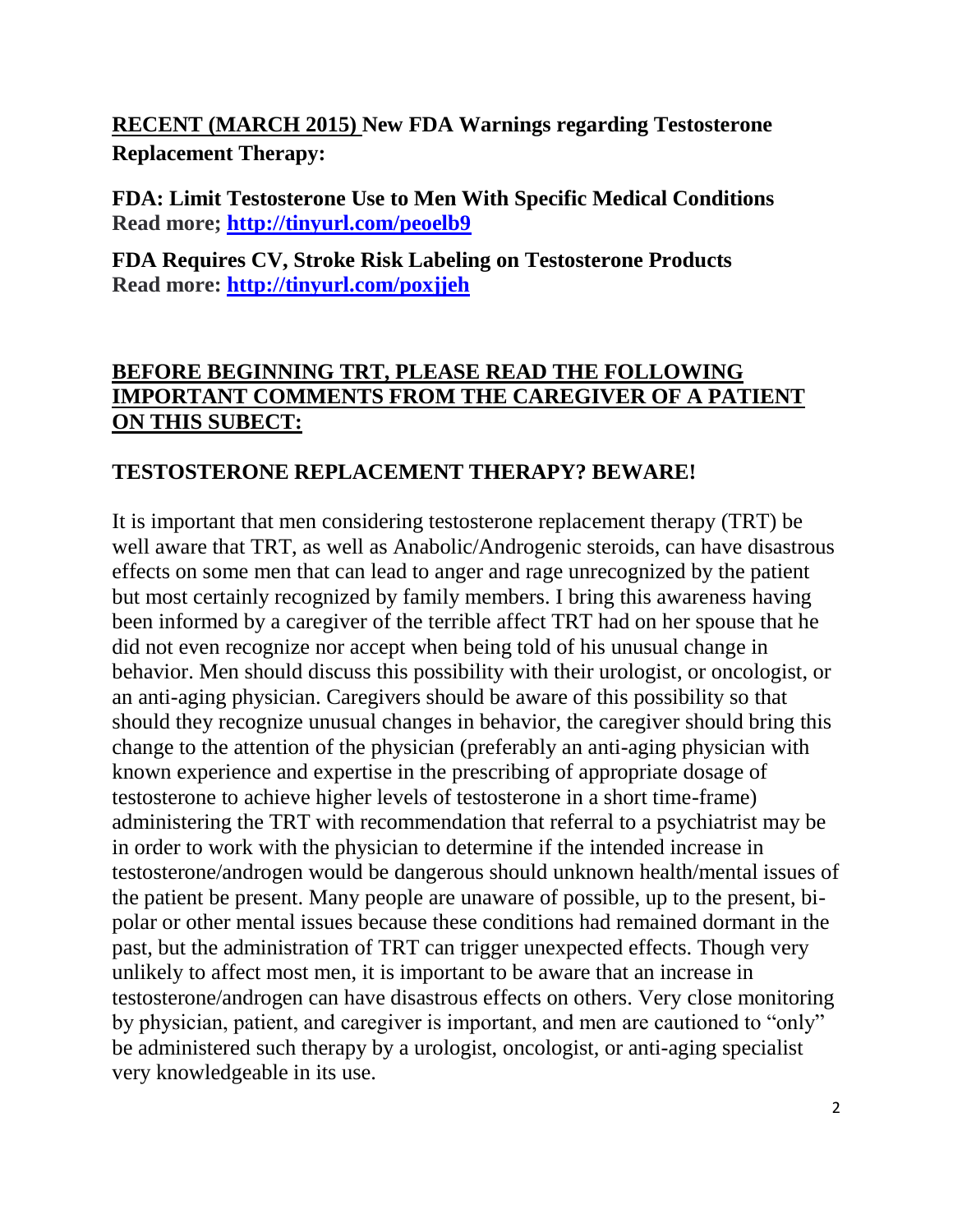**RECENT (MARCH 2015) New FDA Warnings regarding Testosterone Replacement Therapy:**

**FDA: Limit Testosterone Use to Men With Specific Medical Conditions**
**Read more; http://tinyurl.com/peoelb9**

**FDA Requires CV, Stroke Risk Labeling on Testosterone Products**
**Read more: http://tinyurl.com/poxjjeh**

**BEFORE BEGINNING TRT, PLEASE READ THE FOLLOWING IMPORTANT COMMENTS FROM THE CAREGIVER OF A PATIENT ON THIS SUBECT:**

## TESTOSTERONE REPLACEMENT THERAPY? BEWARE!

It is important that men considering testosterone replacement therapy (TRT) be well aware that TRT, as well as Anabolic/Androgenic steroids, can have disastrous effects on some men that can lead to anger and rage unrecognized by the patient but most certainly recognized by family members. I bring this awareness having been informed by a caregiver of the terrible affect TRT had on her spouse that he did not even recognize nor accept when being told of his unusual change in behavior. Men should discuss this possibility with their urologist, or oncologist, or an anti-aging physician. Caregivers should be aware of this possibility so that should they recognize unusual changes in behavior, the caregiver should bring this change to the attention of the physician (preferably an anti-aging physician with known experience and expertise in the prescribing of appropriate dosage of testosterone to achieve higher levels of testosterone in a short time-frame) administering the TRT with recommendation that referral to a psychiatrist may be in order to work with the physician to determine if the intended increase in testosterone/androgen would be dangerous should unknown health/mental issues of the patient be present. Many people are unaware of possible, up to the present, bi-polar or other mental issues because these conditions had remained dormant in the past, but the administration of TRT can trigger unexpected effects. Though very unlikely to affect most men, it is important to be aware that an increase in testosterone/androgen can have disastrous effects on others. Very close monitoring by physician, patient, and caregiver is important, and men are cautioned to "only" be administered such therapy by a urologist, oncologist, or anti-aging specialist very knowledgeable in its use.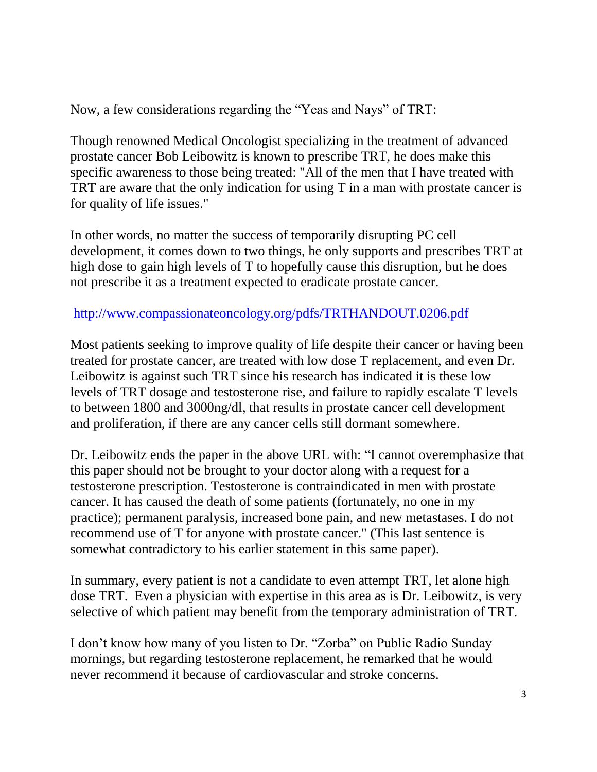Now, a few considerations regarding the "Yeas and Nays" of TRT:

Though renowned Medical Oncologist specializing in the treatment of advanced prostate cancer Bob Leibowitz is known to prescribe TRT, he does make this specific awareness to those being treated: "All of the men that I have treated with TRT are aware that the only indication for using T in a man with prostate cancer is for quality of life issues."

In other words, no matter the success of temporarily disrupting PC cell development, it comes down to two things, he only supports and prescribes TRT at high dose to gain high levels of T to hopefully cause this disruption, but he does not prescribe it as a treatment expected to eradicate prostate cancer.

http://www.compassionateoncology.org/pdfs/TRTHANDOUT.0206.pdf

Most patients seeking to improve quality of life despite their cancer or having been treated for prostate cancer, are treated with low dose T replacement, and even Dr. Leibowitz is against such TRT since his research has indicated it is these low levels of TRT dosage and testosterone rise, and failure to rapidly escalate T levels to between 1800 and 3000ng/dl, that results in prostate cancer cell development and proliferation, if there are any cancer cells still dormant somewhere.

Dr. Leibowitz ends the paper in the above URL with: "I cannot overemphasize that this paper should not be brought to your doctor along with a request for a testosterone prescription. Testosterone is contraindicated in men with prostate cancer. It has caused the death of some patients (fortunately, no one in my practice); permanent paralysis, increased bone pain, and new metastases. I do not recommend use of T for anyone with prostate cancer." (This last sentence is somewhat contradictory to his earlier statement in this same paper).

In summary, every patient is not a candidate to even attempt TRT, let alone high dose TRT. Even a physician with expertise in this area as is Dr. Leibowitz, is very selective of which patient may benefit from the temporary administration of TRT.

I don't know how many of you listen to Dr. "Zorba" on Public Radio Sunday mornings, but regarding testosterone replacement, he remarked that he would never recommend it because of cardiovascular and stroke concerns.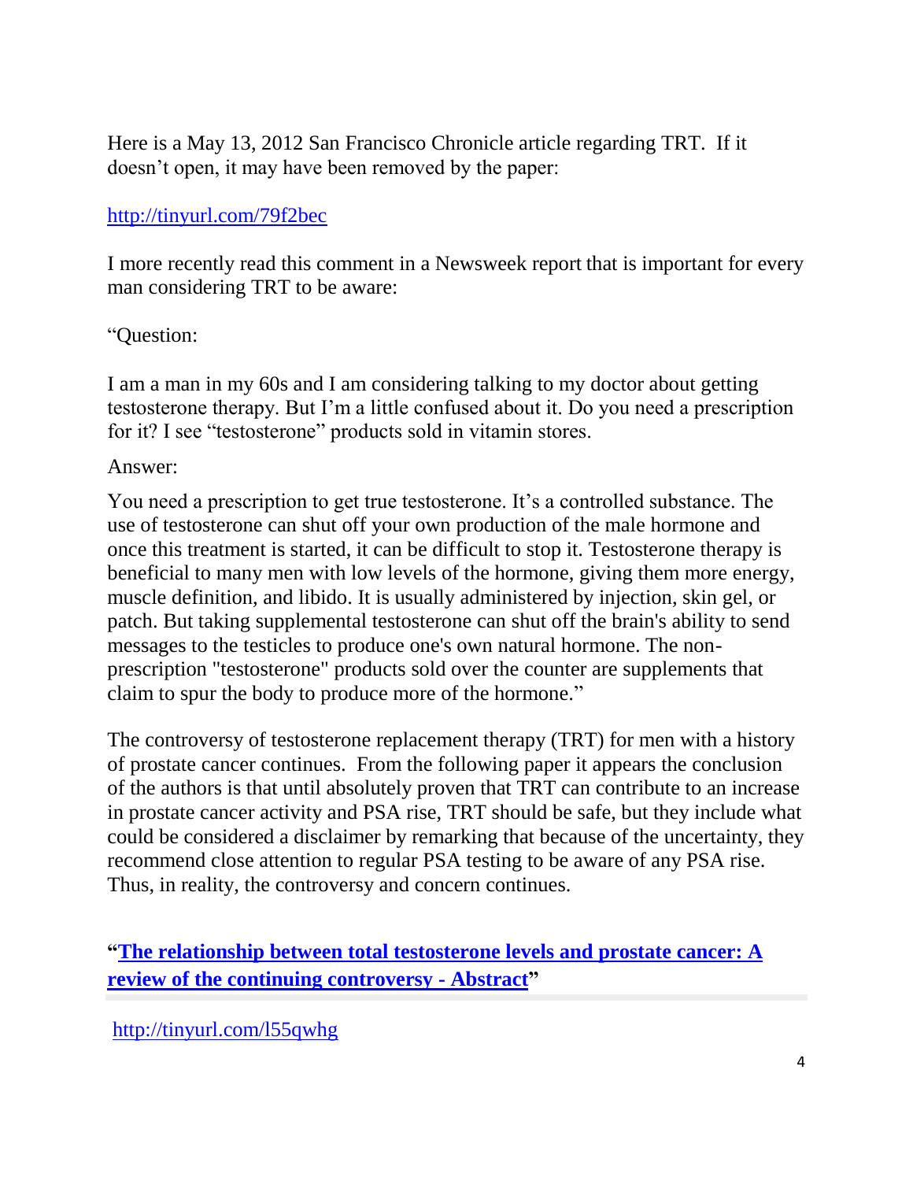Here is a May 13, 2012 San Francisco Chronicle article regarding TRT. If it doesn't open, it may have been removed by the paper:

http://tinyurl.com/79f2bec

I more recently read this comment in a Newsweek report that is important for every man considering TRT to be aware:

"Question:

I am a man in my 60s and I am considering talking to my doctor about getting testosterone therapy. But I'm a little confused about it. Do you need a prescription for it? I see "testosterone" products sold in vitamin stores.

Answer:

You need a prescription to get true testosterone. It's a controlled substance. The use of testosterone can shut off your own production of the male hormone and once this treatment is started, it can be difficult to stop it. Testosterone therapy is beneficial to many men with low levels of the hormone, giving them more energy, muscle definition, and libido. It is usually administered by injection, skin gel, or patch. But taking supplemental testosterone can shut off the brain's ability to send messages to the testicles to produce one's own natural hormone. The non-prescription "testosterone" products sold over the counter are supplements that claim to spur the body to produce more of the hormone."

The controversy of testosterone replacement therapy (TRT) for men with a history of prostate cancer continues. From the following paper it appears the conclusion of the authors is that until absolutely proven that TRT can contribute to an increase in prostate cancer activity and PSA rise, TRT should be safe, but they include what could be considered a disclaimer by remarking that because of the uncertainty, they recommend close attention to regular PSA testing to be aware of any PSA rise. Thus, in reality, the controversy and concern continues.

**"The relationship between total testosterone levels and prostate cancer: A review of the continuing controversy - Abstract"**

http://tinyurl.com/l55qwhg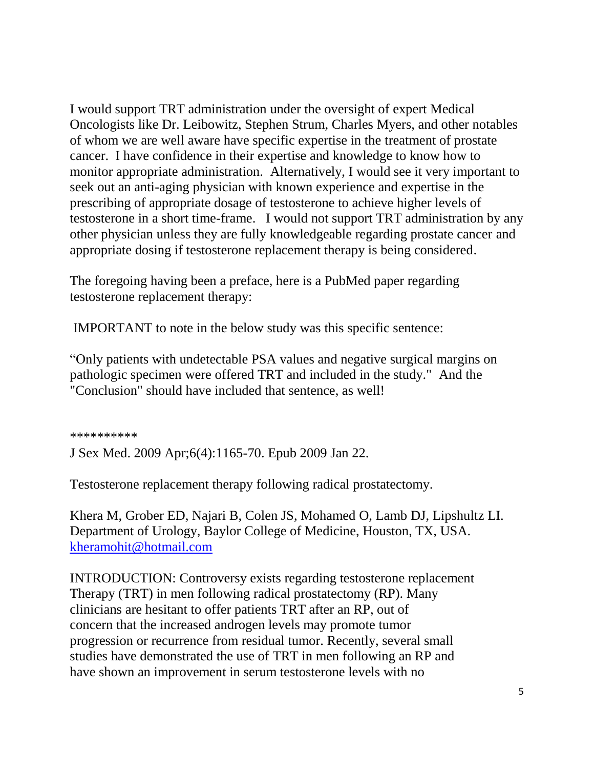I would support TRT administration under the oversight of expert Medical Oncologists like Dr. Leibowitz, Stephen Strum, Charles Myers, and other notables of whom we are well aware have specific expertise in the treatment of prostate cancer. I have confidence in their expertise and knowledge to know how to monitor appropriate administration. Alternatively, I would see it very important to seek out an anti-aging physician with known experience and expertise in the prescribing of appropriate dosage of testosterone to achieve higher levels of testosterone in a short time-frame. I would not support TRT administration by any other physician unless they are fully knowledgeable regarding prostate cancer and appropriate dosing if testosterone replacement therapy is being considered.

The foregoing having been a preface, here is a PubMed paper regarding testosterone replacement therapy:

IMPORTANT to note in the below study was this specific sentence:

"Only patients with undetectable PSA values and negative surgical margins on pathologic specimen were offered TRT and included in the study." And the "Conclusion" should have included that sentence, as well!

**********

J Sex Med. 2009 Apr;6(4):1165-70. Epub 2009 Jan 22.

Testosterone replacement therapy following radical prostatectomy.

Khera M, Grober ED, Najari B, Colen JS, Mohamed O, Lamb DJ, Lipshultz LI.
Department of Urology, Baylor College of Medicine, Houston, TX, USA.
kheramohit@hotmail.com

INTRODUCTION: Controversy exists regarding testosterone replacement Therapy (TRT) in men following radical prostatectomy (RP). Many clinicians are hesitant to offer patients TRT after an RP, out of concern that the increased androgen levels may promote tumor progression or recurrence from residual tumor. Recently, several small studies have demonstrated the use of TRT in men following an RP and have shown an improvement in serum testosterone levels with no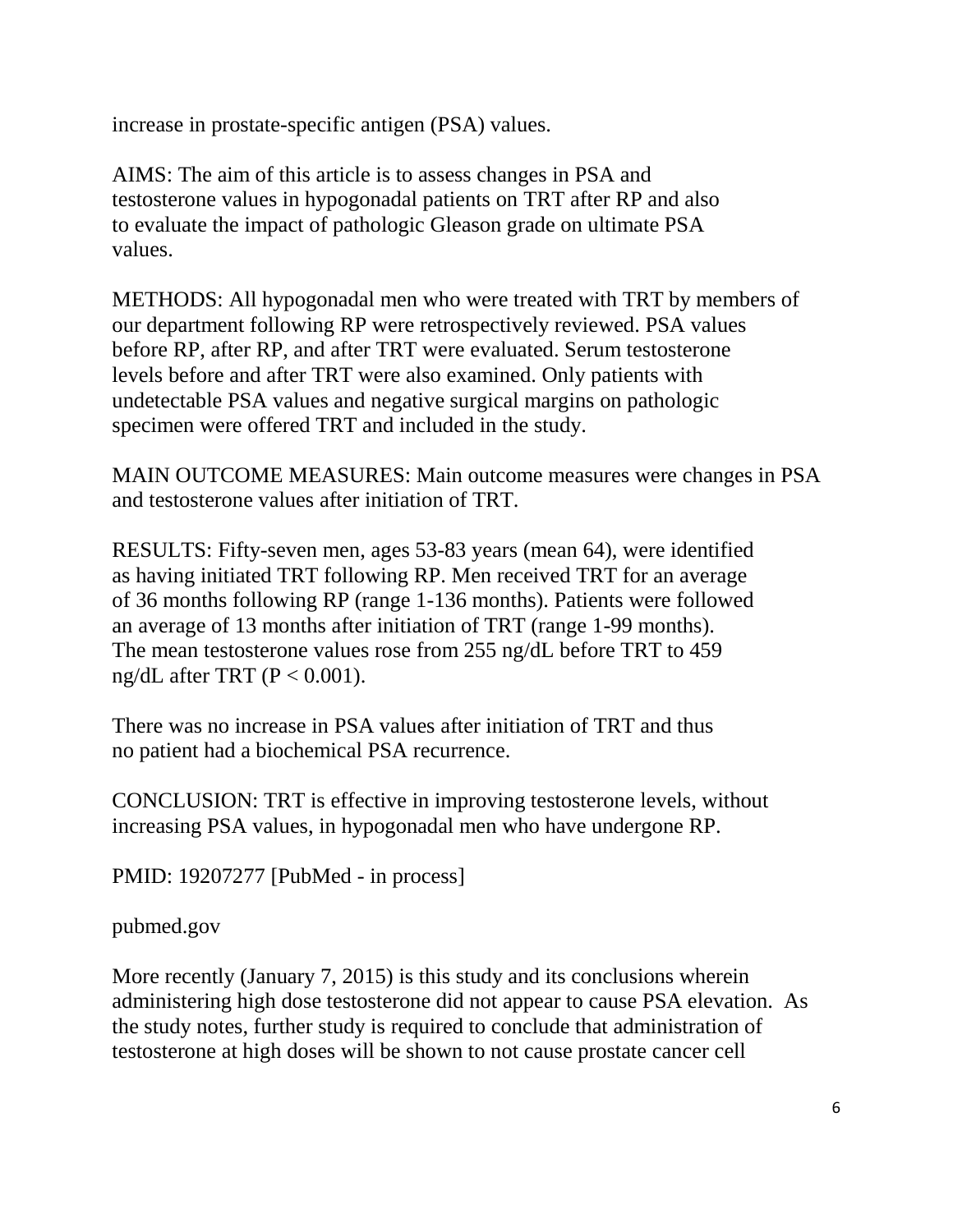increase in prostate-specific antigen (PSA) values.

AIMS: The aim of this article is to assess changes in PSA and testosterone values in hypogonadal patients on TRT after RP and also to evaluate the impact of pathologic Gleason grade on ultimate PSA values.

METHODS: All hypogonadal men who were treated with TRT by members of our department following RP were retrospectively reviewed. PSA values before RP, after RP, and after TRT were evaluated. Serum testosterone levels before and after TRT were also examined. Only patients with undetectable PSA values and negative surgical margins on pathologic specimen were offered TRT and included in the study.

MAIN OUTCOME MEASURES: Main outcome measures were changes in PSA and testosterone values after initiation of TRT.

RESULTS: Fifty-seven men, ages 53-83 years (mean 64), were identified as having initiated TRT following RP. Men received TRT for an average of 36 months following RP (range 1-136 months). Patients were followed an average of 13 months after initiation of TRT (range 1-99 months). The mean testosterone values rose from 255 ng/dL before TRT to 459 ng/dL after TRT ($P < 0.001$).

There was no increase in PSA values after initiation of TRT and thus no patient had a biochemical PSA recurrence.

CONCLUSION: TRT is effective in improving testosterone levels, without increasing PSA values, in hypogonadal men who have undergone RP.

PMID: 19207277 [PubMed - in process]

pubmed.gov

More recently (January 7, 2015) is this study and its conclusions wherein administering high dose testosterone did not appear to cause PSA elevation. As the study notes, further study is required to conclude that administration of testosterone at high doses will be shown to not cause prostate cancer cell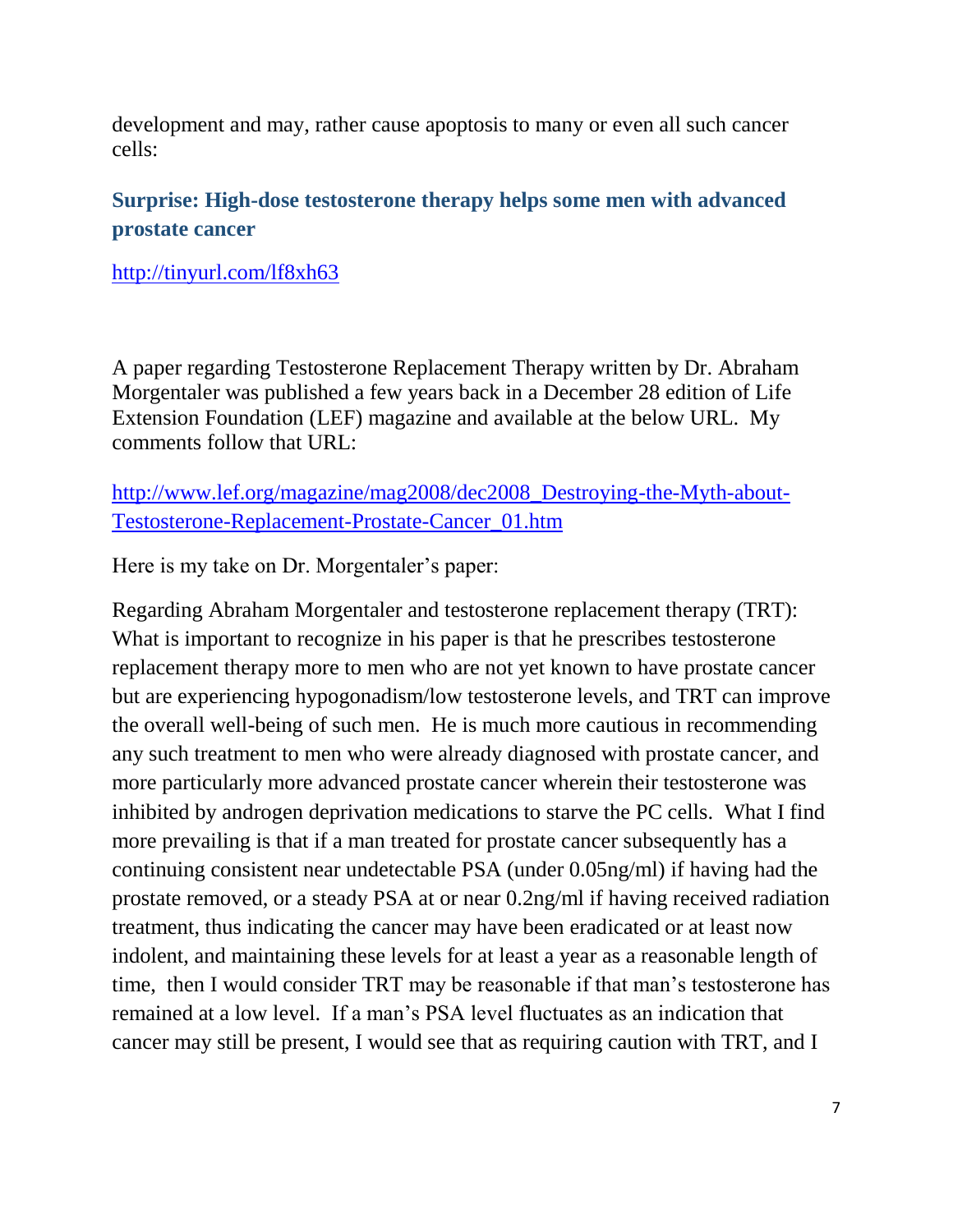development and may, rather cause apoptosis to many or even all such cancer cells:

### Surprise: High-dose testosterone therapy helps some men with advanced prostate cancer

http://tinyurl.com/lf8xh63

A paper regarding Testosterone Replacement Therapy written by Dr. Abraham Morgentaler was published a few years back in a December 28 edition of Life Extension Foundation (LEF) magazine and available at the below URL. My comments follow that URL:

http://www.lef.org/magazine/mag2008/dec2008_Destroying-the-Myth-about-Testosterone-Replacement-Prostate-Cancer_01.htm

Here is my take on Dr. Morgentaler's paper:

Regarding Abraham Morgentaler and testosterone replacement therapy (TRT): What is important to recognize in his paper is that he prescribes testosterone replacement therapy more to men who are not yet known to have prostate cancer but are experiencing hypogonadism/low testosterone levels, and TRT can improve the overall well-being of such men. He is much more cautious in recommending any such treatment to men who were already diagnosed with prostate cancer, and more particularly more advanced prostate cancer wherein their testosterone was inhibited by androgen deprivation medications to starve the PC cells. What I find more prevailing is that if a man treated for prostate cancer subsequently has a continuing consistent near undetectable PSA (under 0.05ng/ml) if having had the prostate removed, or a steady PSA at or near 0.2ng/ml if having received radiation treatment, thus indicating the cancer may have been eradicated or at least now indolent, and maintaining these levels for at least a year as a reasonable length of time, then I would consider TRT may be reasonable if that man's testosterone has remained at a low level. If a man's PSA level fluctuates as an indication that cancer may still be present, I would see that as requiring caution with TRT, and I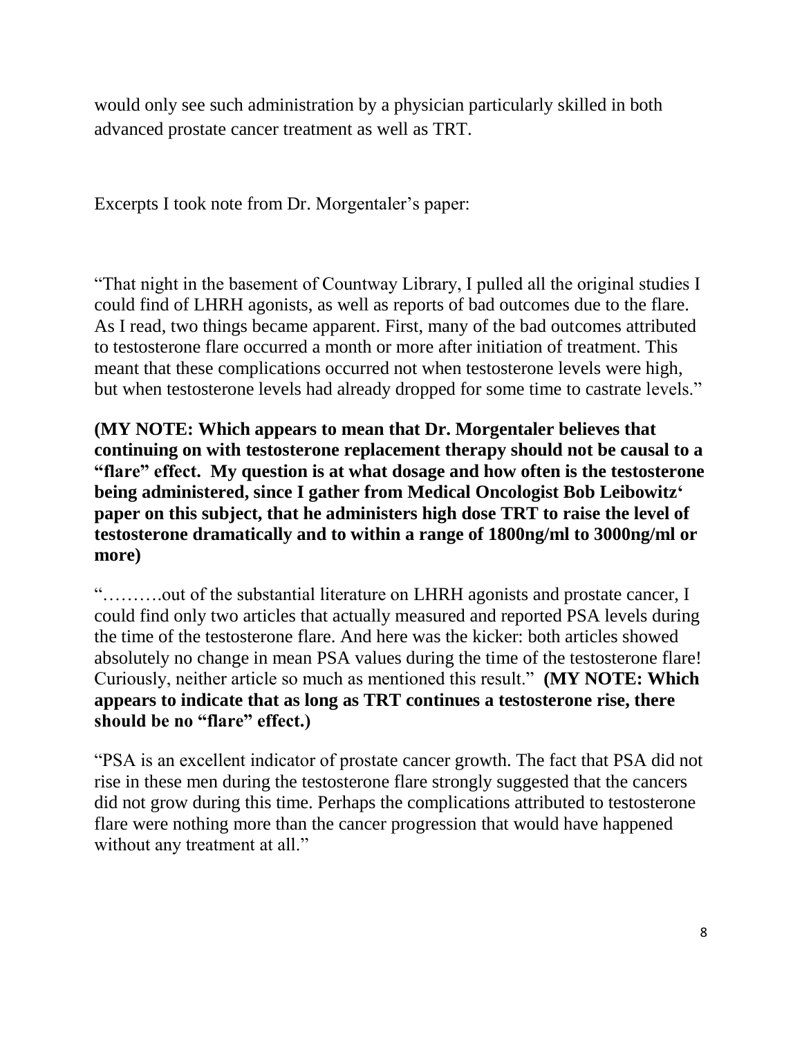would only see such administration by a physician particularly skilled in both advanced prostate cancer treatment as well as TRT.

Excerpts I took note from Dr. Morgentaler's paper:

"That night in the basement of Countway Library, I pulled all the original studies I could find of LHRH agonists, as well as reports of bad outcomes due to the flare. As I read, two things became apparent. First, many of the bad outcomes attributed to testosterone flare occurred a month or more after initiation of treatment. This meant that these complications occurred not when testosterone levels were high, but when testosterone levels had already dropped for some time to castrate levels."

**(MY NOTE: Which appears to mean that Dr. Morgentaler believes that continuing on with testosterone replacement therapy should not be causal to a "flare" effect. My question is at what dosage and how often is the testosterone being administered, since I gather from Medical Oncologist Bob Leibowitz' paper on this subject, that he administers high dose TRT to raise the level of testosterone dramatically and to within a range of 1800ng/ml to 3000ng/ml or more)**

"……….out of the substantial literature on LHRH agonists and prostate cancer, I could find only two articles that actually measured and reported PSA levels during the time of the testosterone flare. And here was the kicker: both articles showed absolutely no change in mean PSA values during the time of the testosterone flare! Curiously, neither article so much as mentioned this result." **(MY NOTE: Which appears to indicate that as long as TRT continues a testosterone rise, there should be no "flare" effect.)**

"PSA is an excellent indicator of prostate cancer growth. The fact that PSA did not rise in these men during the testosterone flare strongly suggested that the cancers did not grow during this time. Perhaps the complications attributed to testosterone flare were nothing more than the cancer progression that would have happened without any treatment at all."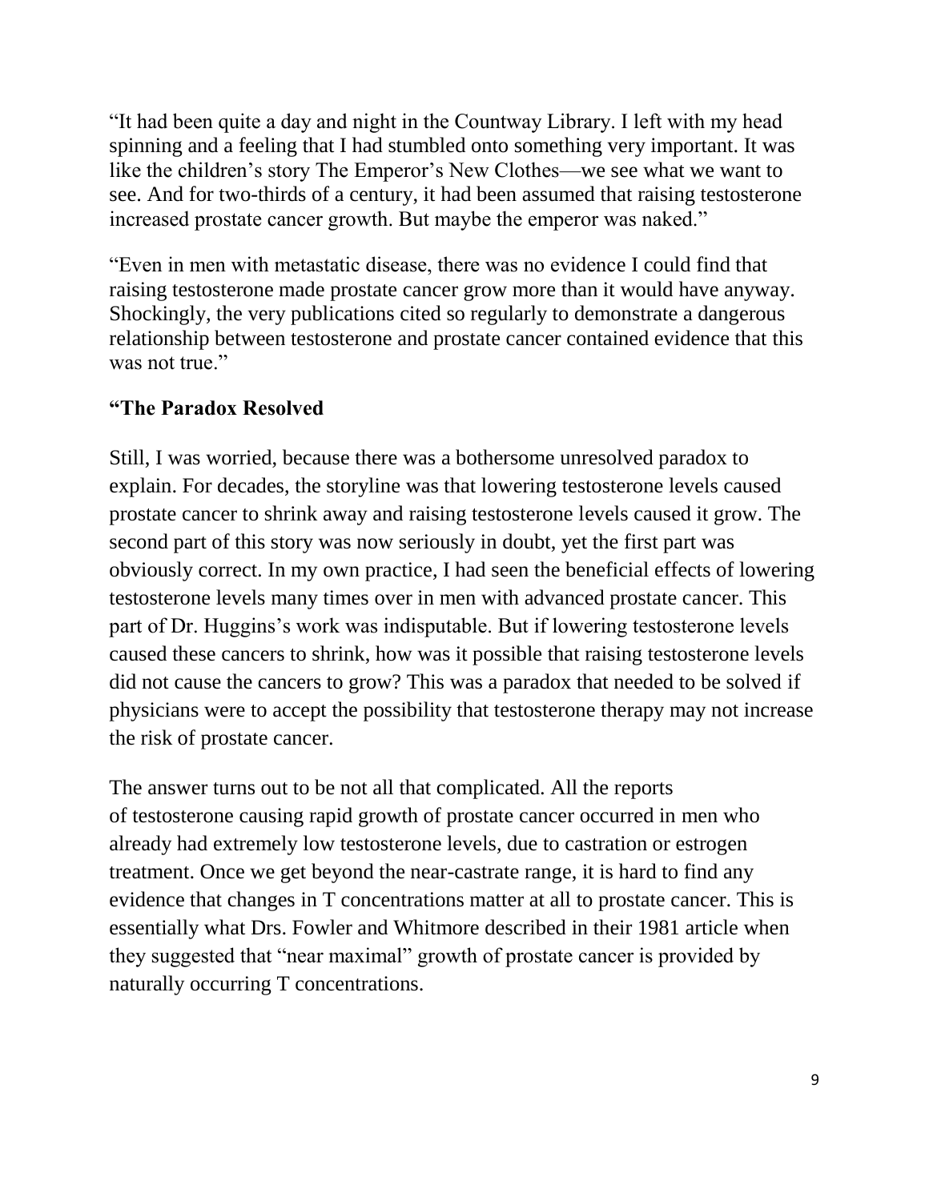"It had been quite a day and night in the Countway Library. I left with my head spinning and a feeling that I had stumbled onto something very important. It was like the children's story The Emperor's New Clothes—we see what we want to see. And for two-thirds of a century, it had been assumed that raising testosterone increased prostate cancer growth. But maybe the emperor was naked."

"Even in men with metastatic disease, there was no evidence I could find that raising testosterone made prostate cancer grow more than it would have anyway. Shockingly, the very publications cited so regularly to demonstrate a dangerous relationship between testosterone and prostate cancer contained evidence that this was not true."

**"The Paradox Resolved**

Still, I was worried, because there was a bothersome unresolved paradox to explain. For decades, the storyline was that lowering testosterone levels caused prostate cancer to shrink away and raising testosterone levels caused it grow. The second part of this story was now seriously in doubt, yet the first part was obviously correct. In my own practice, I had seen the beneficial effects of lowering testosterone levels many times over in men with advanced prostate cancer. This part of Dr. Huggins's work was indisputable. But if lowering testosterone levels caused these cancers to shrink, how was it possible that raising testosterone levels did not cause the cancers to grow? This was a paradox that needed to be solved if physicians were to accept the possibility that testosterone therapy may not increase the risk of prostate cancer.

The answer turns out to be not all that complicated. All the reports of testosterone causing rapid growth of prostate cancer occurred in men who already had extremely low testosterone levels, due to castration or estrogen treatment. Once we get beyond the near-castrate range, it is hard to find any evidence that changes in T concentrations matter at all to prostate cancer. This is essentially what Drs. Fowler and Whitmore described in their 1981 article when they suggested that "near maximal" growth of prostate cancer is provided by naturally occurring T concentrations.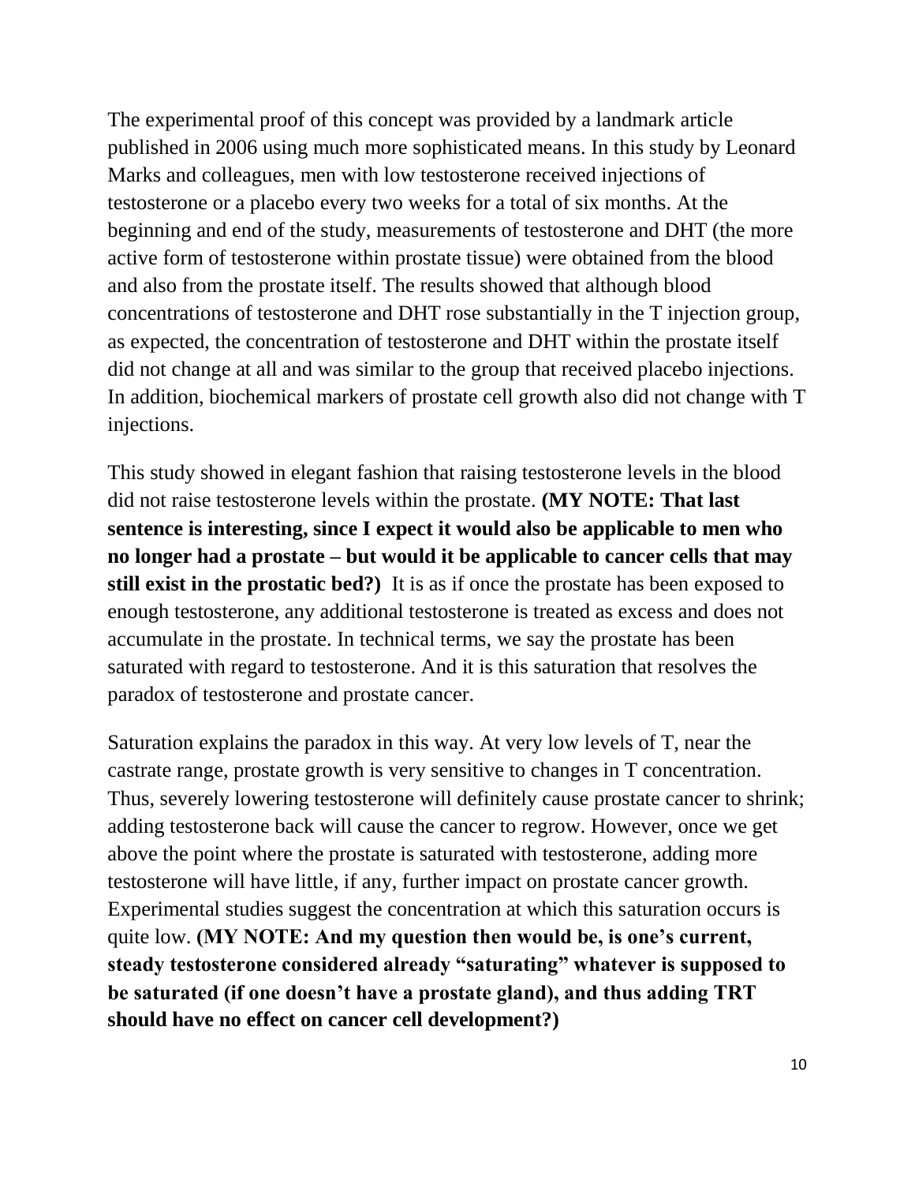The experimental proof of this concept was provided by a landmark article published in 2006 using much more sophisticated means. In this study by Leonard Marks and colleagues, men with low testosterone received injections of testosterone or a placebo every two weeks for a total of six months. At the beginning and end of the study, measurements of testosterone and DHT (the more active form of testosterone within prostate tissue) were obtained from the blood and also from the prostate itself. The results showed that although blood concentrations of testosterone and DHT rose substantially in the T injection group, as expected, the concentration of testosterone and DHT within the prostate itself did not change at all and was similar to the group that received placebo injections. In addition, biochemical markers of prostate cell growth also did not change with T injections.

This study showed in elegant fashion that raising testosterone levels in the blood did not raise testosterone levels within the prostate. **(MY NOTE: That last sentence is interesting, since I expect it would also be applicable to men who no longer had a prostate – but would it be applicable to cancer cells that may still exist in the prostatic bed?)** It is as if once the prostate has been exposed to enough testosterone, any additional testosterone is treated as excess and does not accumulate in the prostate. In technical terms, we say the prostate has been saturated with regard to testosterone. And it is this saturation that resolves the paradox of testosterone and prostate cancer.

Saturation explains the paradox in this way. At very low levels of T, near the castrate range, prostate growth is very sensitive to changes in T concentration. Thus, severely lowering testosterone will definitely cause prostate cancer to shrink; adding testosterone back will cause the cancer to regrow. However, once we get above the point where the prostate is saturated with testosterone, adding more testosterone will have little, if any, further impact on prostate cancer growth. Experimental studies suggest the concentration at which this saturation occurs is quite low. **(MY NOTE: And my question then would be, is one's current, steady testosterone considered already "saturating" whatever is supposed to be saturated (if one doesn't have a prostate gland), and thus adding TRT should have no effect on cancer cell development?)**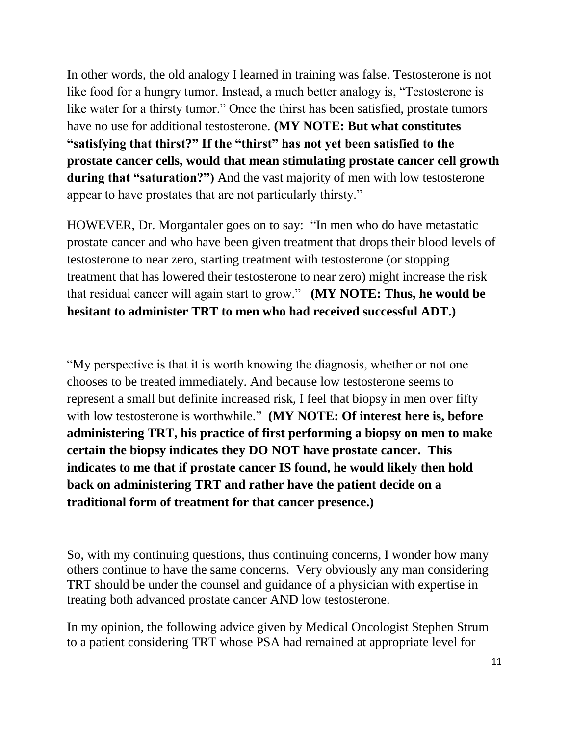In other words, the old analogy I learned in training was false. Testosterone is not like food for a hungry tumor. Instead, a much better analogy is, "Testosterone is like water for a thirsty tumor." Once the thirst has been satisfied, prostate tumors have no use for additional testosterone. **(MY NOTE: But what constitutes "satisfying that thirst?" If the "thirst" has not yet been satisfied to the prostate cancer cells, would that mean stimulating prostate cancer cell growth during that "saturation?")** And the vast majority of men with low testosterone appear to have prostates that are not particularly thirsty."

HOWEVER, Dr. Morgantaler goes on to say: "In men who do have metastatic prostate cancer and who have been given treatment that drops their blood levels of testosterone to near zero, starting treatment with testosterone (or stopping treatment that has lowered their testosterone to near zero) might increase the risk that residual cancer will again start to grow." **(MY NOTE: Thus, he would be hesitant to administer TRT to men who had received successful ADT.)**

"My perspective is that it is worth knowing the diagnosis, whether or not one chooses to be treated immediately. And because low testosterone seems to represent a small but definite increased risk, I feel that biopsy in men over fifty with low testosterone is worthwhile." **(MY NOTE: Of interest here is, before administering TRT, his practice of first performing a biopsy on men to make certain the biopsy indicates they DO NOT have prostate cancer. This indicates to me that if prostate cancer IS found, he would likely then hold back on administering TRT and rather have the patient decide on a traditional form of treatment for that cancer presence.)**

So, with my continuing questions, thus continuing concerns, I wonder how many others continue to have the same concerns. Very obviously any man considering TRT should be under the counsel and guidance of a physician with expertise in treating both advanced prostate cancer AND low testosterone.

In my opinion, the following advice given by Medical Oncologist Stephen Strum to a patient considering TRT whose PSA had remained at appropriate level for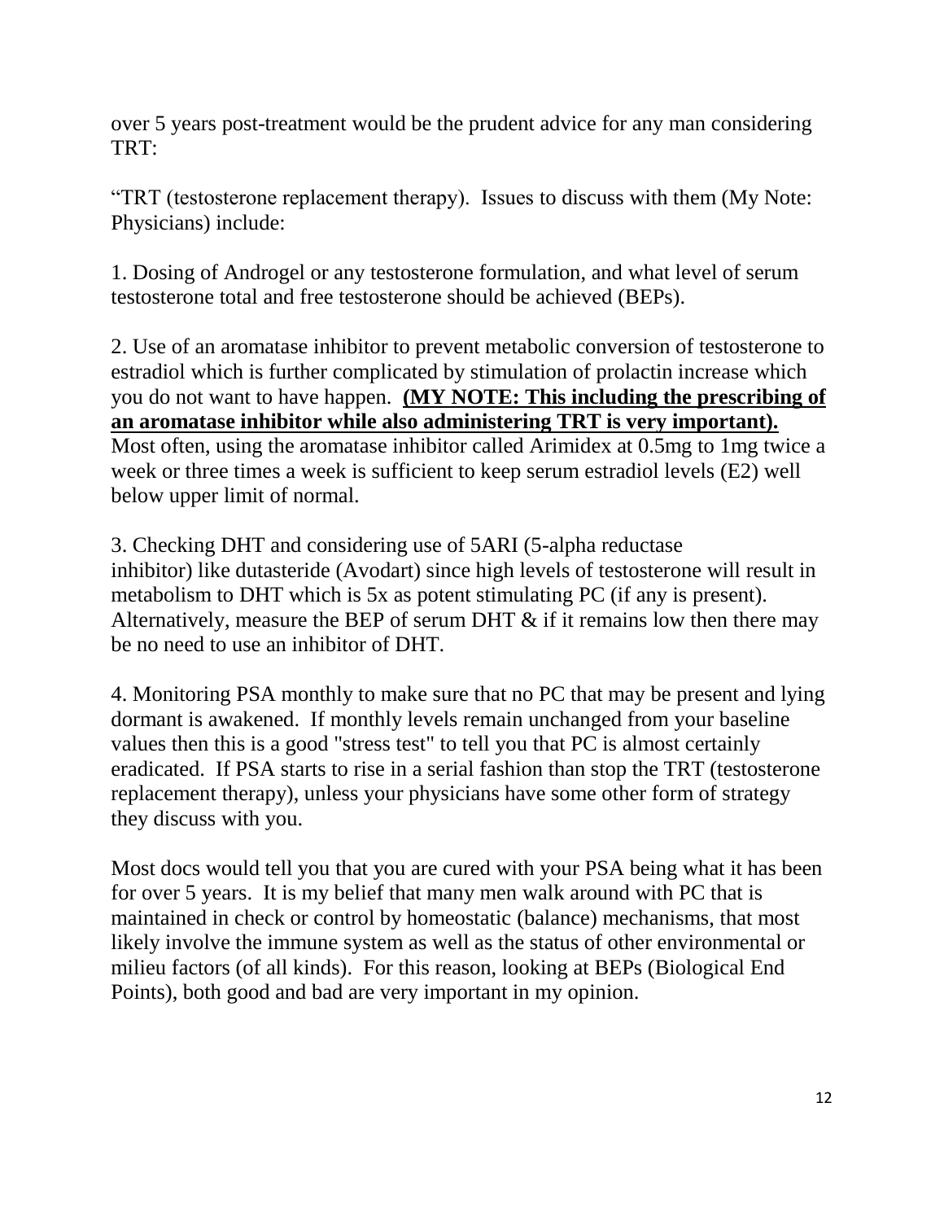over 5 years post-treatment would be the prudent advice for any man considering TRT:

"TRT (testosterone replacement therapy). Issues to discuss with them (My Note: Physicians) include:

1. Dosing of Androgel or any testosterone formulation, and what level of serum testosterone total and free testosterone should be achieved (BEPs).

2. Use of an aromatase inhibitor to prevent metabolic conversion of testosterone to estradiol which is further complicated by stimulation of prolactin increase which you do not want to have happen. **(MY NOTE: This including the prescribing of an aromatase inhibitor while also administering TRT is very important).** Most often, using the aromatase inhibitor called Arimidex at 0.5mg to 1mg twice a week or three times a week is sufficient to keep serum estradiol levels (E2) well below upper limit of normal.

3. Checking DHT and considering use of 5ARI (5-alpha reductase inhibitor) like dutasteride (Avodart) since high levels of testosterone will result in metabolism to DHT which is 5x as potent stimulating PC (if any is present). Alternatively, measure the BEP of serum DHT & if it remains low then there may be no need to use an inhibitor of DHT.

4. Monitoring PSA monthly to make sure that no PC that may be present and lying dormant is awakened. If monthly levels remain unchanged from your baseline values then this is a good "stress test" to tell you that PC is almost certainly eradicated. If PSA starts to rise in a serial fashion than stop the TRT (testosterone replacement therapy), unless your physicians have some other form of strategy they discuss with you.

Most docs would tell you that you are cured with your PSA being what it has been for over 5 years. It is my belief that many men walk around with PC that is maintained in check or control by homeostatic (balance) mechanisms, that most likely involve the immune system as well as the status of other environmental or milieu factors (of all kinds). For this reason, looking at BEPs (Biological End Points), both good and bad are very important in my opinion.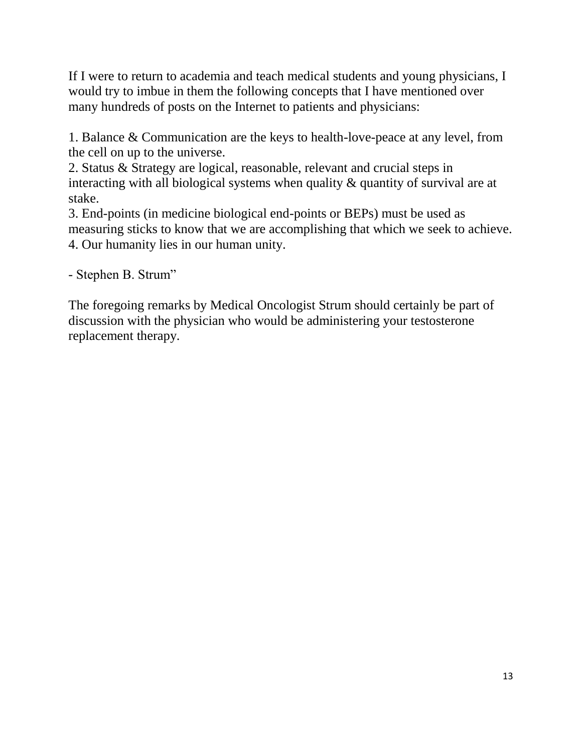If I were to return to academia and teach medical students and young physicians, I would try to imbue in them the following concepts that I have mentioned over many hundreds of posts on the Internet to patients and physicians:

1. Balance & Communication are the keys to health-love-peace at any level, from the cell on up to the universe.
2. Status & Strategy are logical, reasonable, relevant and crucial steps in interacting with all biological systems when quality & quantity of survival are at stake.
3. End-points (in medicine biological end-points or BEPs) must be used as measuring sticks to know that we are accomplishing that which we seek to achieve.
4. Our humanity lies in our human unity.

- Stephen B. Strum"

The foregoing remarks by Medical Oncologist Strum should certainly be part of discussion with the physician who would be administering your testosterone replacement therapy.